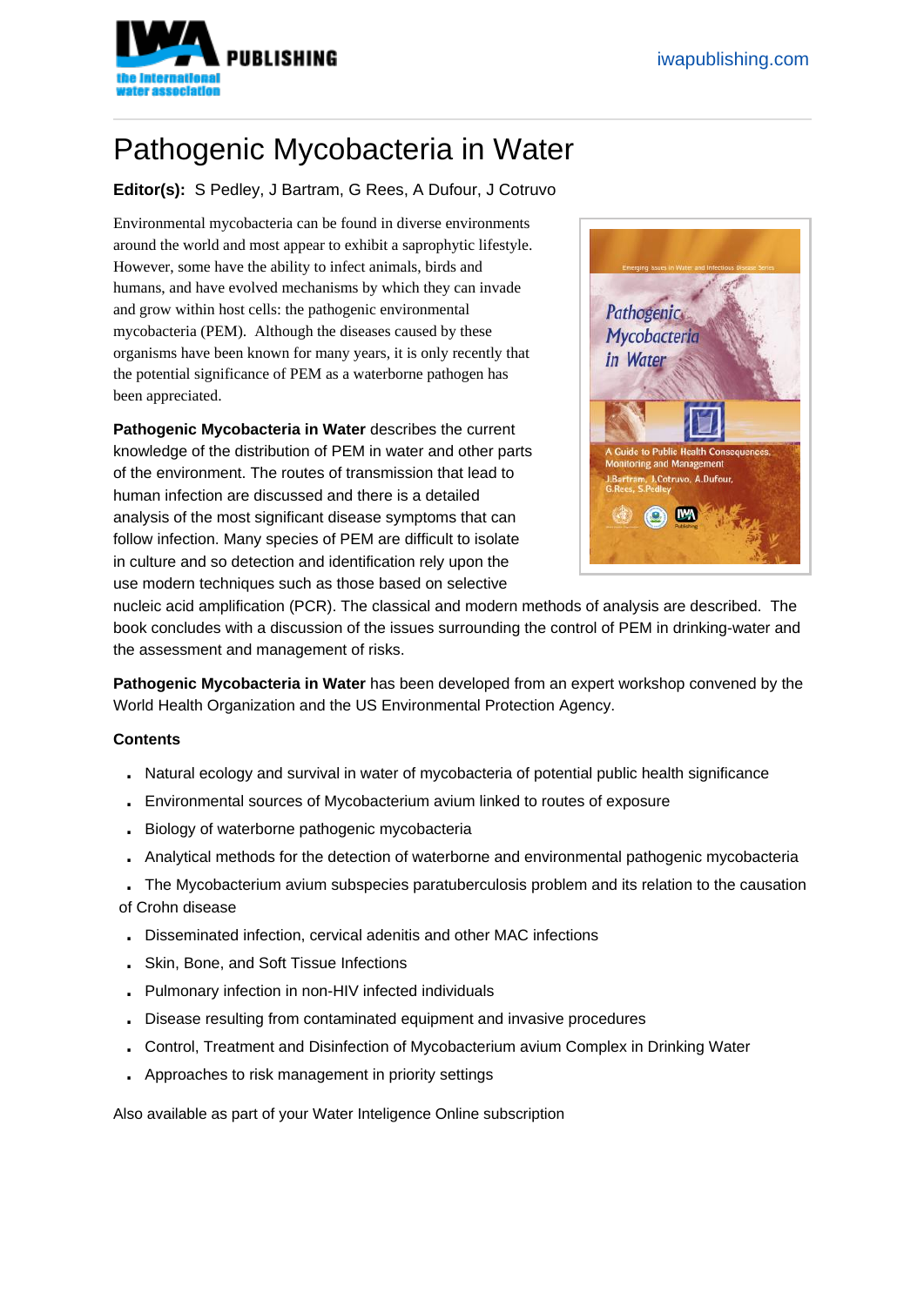# Pathogenic Mycobacteria in Water

**Editor(s):** S Pedley, J Bartram, G Rees, A Dufour, J Cotruvo

Environmental mycobacteria can be found in diverse environments around the world and most appear to exhibit a saprophytic lifestyle. However, some have the ability to infect animals, birds and humans, and have evolved mechanisms by which they can invade and grow within host cells: the pathogenic environmental mycobacteria (PEM). Although the diseases caused by these organisms have been known for many years, it is only recently that the potential significance of PEM as a waterborne pathogen has been appreciated.

**Pathogenic Mycobacteria in Water** describes the current knowledge of the distribution of PEM in water and other parts of the environment. The routes of transmission that lead to human infection are discussed and there is a detailed analysis of the most significant disease symptoms that can follow infection. Many species of PEM are difficult to isolate in culture and so detection and identification rely upon the use modern techniques such as those based on selective nucleic acid amplification (PCR). The classical and modern methods of analysis are described. The book concludes with a discussion of the issues surrounding the control of PEM in drinking-water and the assessment and management of risks.

**Pathogenic Mycobacteria in Water** has been developed from an expert workshop convened by the World Health Organization and the US Environmental Protection Agency.

**Contents**

- Natural ecology and survival in water of mycobacteria of potential public health significance
- Environmental sources of Mycobacterium avium linked to routes of exposure
- Biology of waterborne pathogenic mycobacteria
- Analytical methods for the detection of waterborne and environmental pathogenic mycobacteria
- The Mycobacterium avium subspecies paratuberculosis problem and its relation to the causation of Crohn disease
- Disseminated infection, cervical adenitis and other MAC infections
- Skin, Bone, and Soft Tissue Infections
- Pulmonary infection in non-HIV infected individuals
- Disease resulting from contaminated equipment and invasive procedures
- Control, Treatment and Disinfection of Mycobacterium avium Complex in Drinking Water
- Approaches to risk management in priority settings

Also available as part of your Water Inteligence Online subscription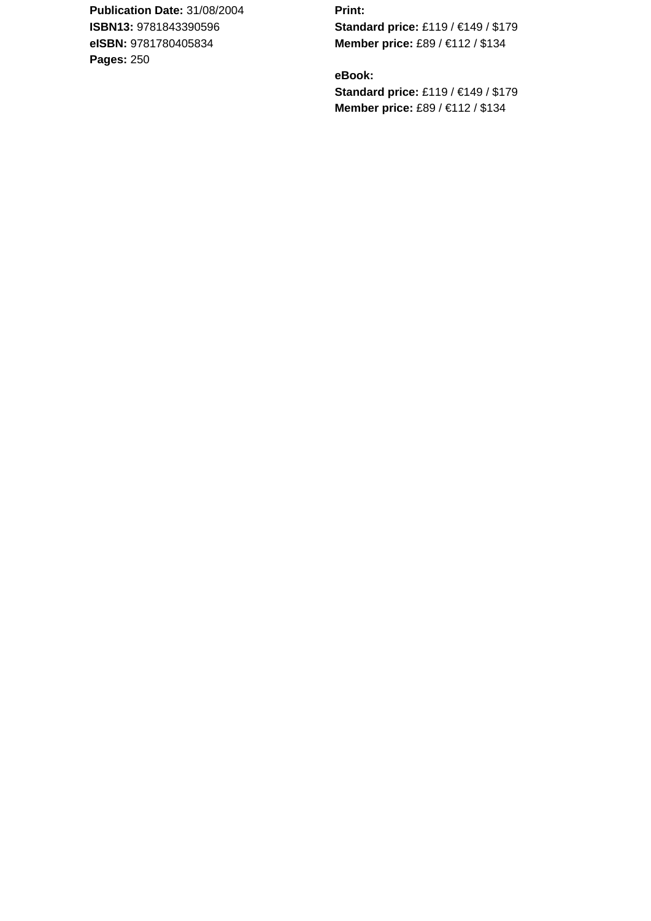**Publication Date:** 31/08/2004
**ISBN13:** 9781843390596
**eISBN:** 9781780405834
**Pages:** 250

**Print:**
**Standard price:** £119 / €149 / $179
**Member price:** £89 / €112 / $134

**eBook:**
**Standard price:** £119 / €149 / $179
**Member price:** £89 / €112 / $134